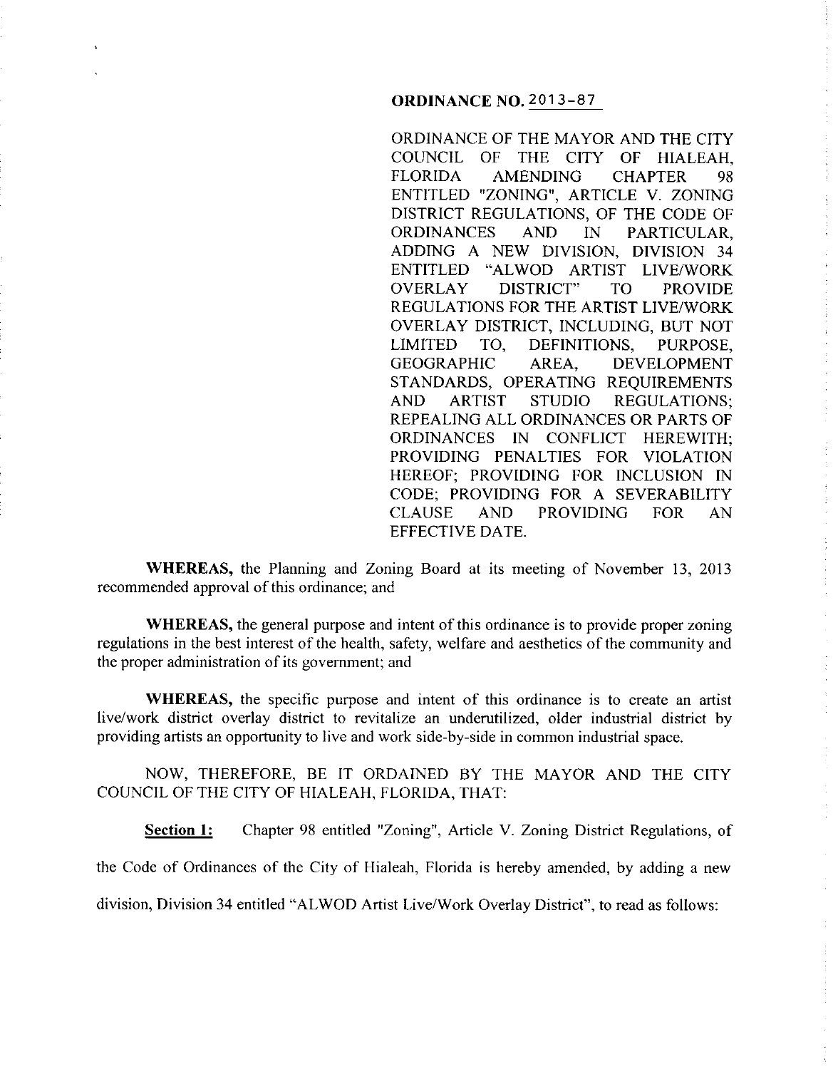**ORDINANCE NO. 2013-87**

ORDINANCE OF THE MAYOR AND THE CITY COUNCIL OF THE CITY OF HIALEAH, FLORIDA AMENDING CHAPTER 98 ENTITLED "ZONING", ARTICLE V. ZONING DISTRICT REGULATIONS, OF THE CODE OF ORDINANCES AND IN PARTICULAR, ADDING A NEW DIVISION, DIVISION 34 ENTITLED "ALWOD ARTIST LIVE/WORK OVERLAY DISTRICT" TO PROVIDE REGULATIONS FOR THE ARTIST LIVE/WORK OVERLAY DISTRICT, INCLUDING, BUT NOT LIMITED TO, DEFINITIONS, PURPOSE, GEOGRAPHIC AREA, DEVELOPMENT STANDARDS, OPERATING REQUIREMENTS AND ARTIST STUDIO REGULATIONS; REPEALING ALL ORDINANCES OR PARTS OF ORDINANCES IN CONFLICT HEREWITH; PROVIDING PENALTIES FOR VIOLATION HEREOF; PROVIDING FOR INCLUSION IN CODE; PROVIDING FOR A SEVERABILITY CLAUSE AND PROVIDING FOR AN EFFECTIVE DATE.

**WHEREAS,** the Planning and Zoning Board at its meeting of November 13, 2013 recommended approval of this ordinance; and

**WHEREAS,** the general purpose and intent of this ordinance is to provide proper zoning regulations in the best interest of the health, safety, welfare and aesthetics of the community and the proper administration of its government; and

**WHEREAS,** the specific purpose and intent of this ordinance is to create an artist live/work district overlay district to revitalize an underutilized, older industrial district by providing artists an opportunity to live and work side-by-side in common industrial space.

NOW, THEREFORE, BE IT ORDAINED BY THE MAYOR AND THE CITY COUNCIL OF THE CITY OF HIALEAH, FLORIDA, THAT:

**Section 1:** Chapter 98 entitled "Zoning", Article V. Zoning District Regulations, of the Code of Ordinances of the City of Hialeah, Florida is hereby amended, by adding a new division, Division 34 entitled "ALWOD Artist Live/Work Overlay District", to read as follows: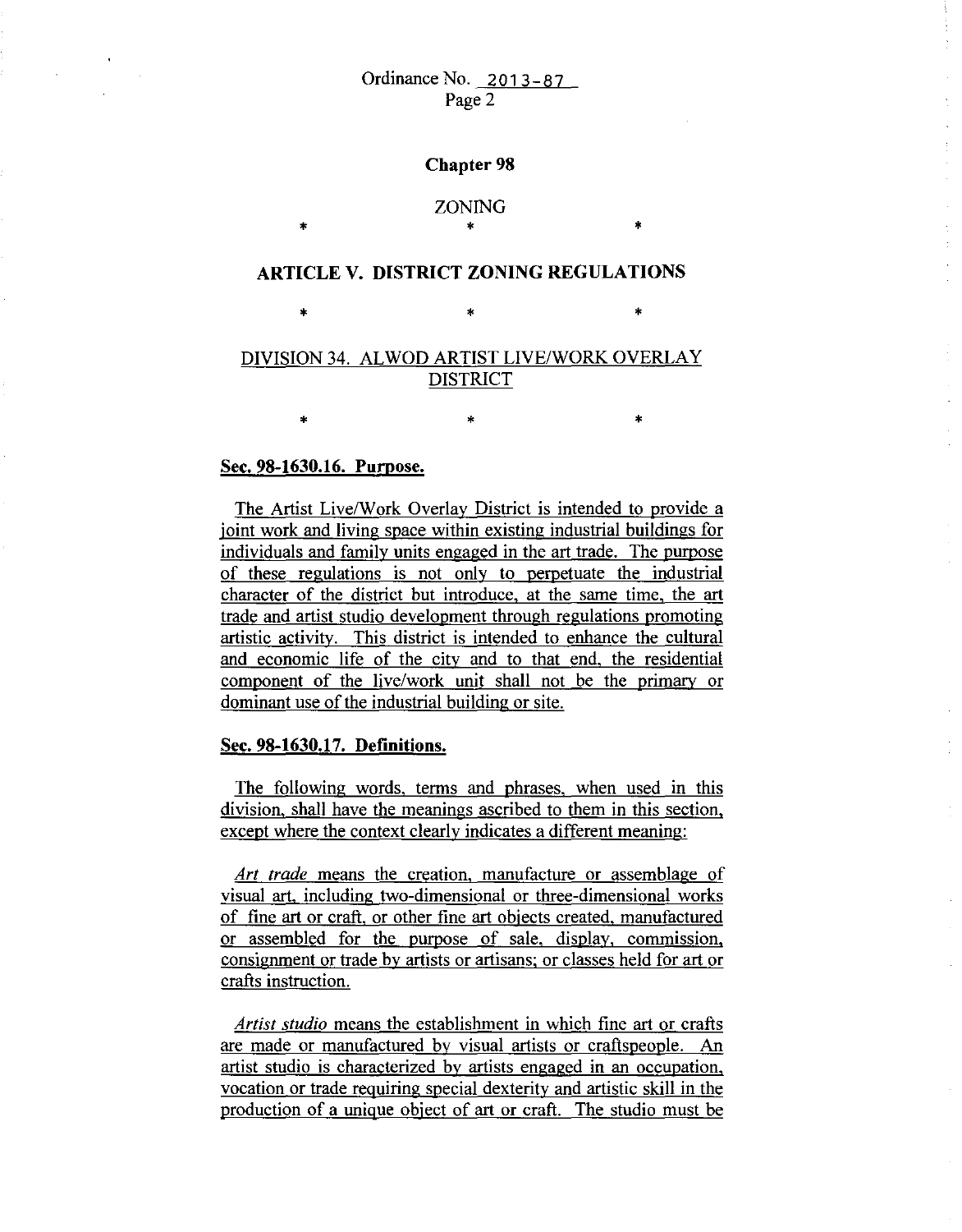**Chapter 98**

ZONING

\*　　　\*　　　\*

## ARTICLE V. DISTRICT ZONING REGULATIONS

\*　　　\*　　　\*

DIVISION 34. ALWOD ARTIST LIVE/WORK OVERLAY DISTRICT

\*　　　\*　　　\*

**Sec. 98-1630.16. Purpose.**

The Artist Live/Work Overlay District is intended to provide a joint work and living space within existing industrial buildings for individuals and family units engaged in the art trade. The purpose of these regulations is not only to perpetuate the industrial character of the district but introduce, at the same time, the art trade and artist studio development through regulations promoting artistic activity. This district is intended to enhance the cultural and economic life of the city and to that end, the residential component of the live/work unit shall not be the primary or dominant use of the industrial building or site.

**Sec. 98-1630.17. Definitions.**

The following words, terms and phrases, when used in this division, shall have the meanings ascribed to them in this section, except where the context clearly indicates a different meaning:

*Art trade* means the creation, manufacture or assemblage of visual art, including two-dimensional or three-dimensional works of fine art or craft, or other fine art objects created, manufactured or assembled for the purpose of sale, display, commission, consignment or trade by artists or artisans; or classes held for art or crafts instruction.

*Artist studio* means the establishment in which fine art or crafts are made or manufactured by visual artists or craftspeople. An artist studio is characterized by artists engaged in an occupation, vocation or trade requiring special dexterity and artistic skill in the production of a unique object of art or craft. The studio must be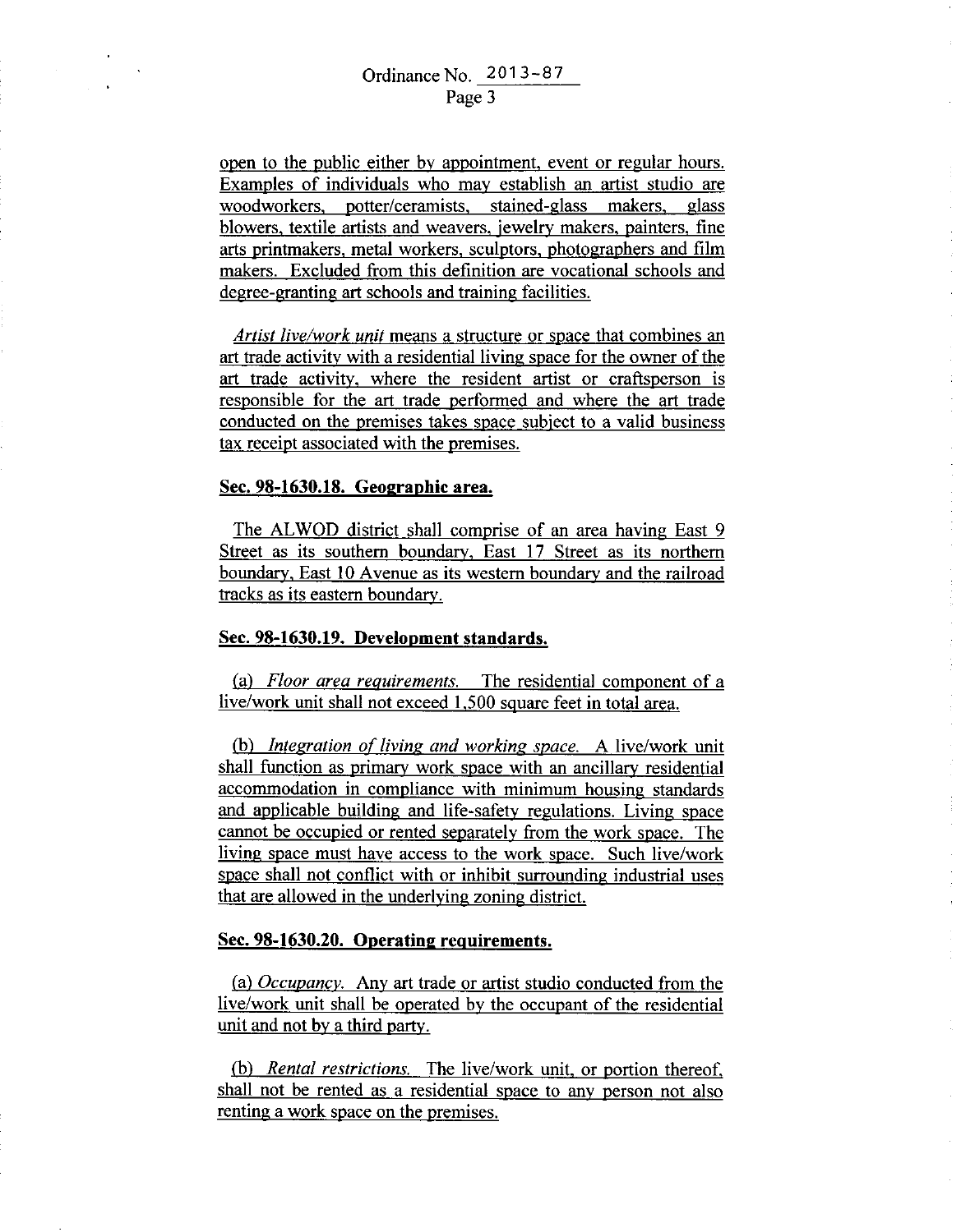open to the public either by appointment, event or regular hours. Examples of individuals who may establish an artist studio are woodworkers, potter/ceramists, stained-glass makers, glass blowers, textile artists and weavers, jewelry makers, painters, fine arts printmakers, metal workers, sculptors, photographers and film makers. Excluded from this definition are vocational schools and degree-granting art schools and training facilities.

*Artist live/work unit* means a structure or space that combines an art trade activity with a residential living space for the owner of the art trade activity, where the resident artist or craftsperson is responsible for the art trade performed and where the art trade conducted on the premises takes space subject to a valid business tax receipt associated with the premises.

**Sec. 98-1630.18. Geographic area.**

The ALWOD district shall comprise of an area having East 9 Street as its southern boundary, East 17 Street as its northern boundary, East 10 Avenue as its western boundary and the railroad tracks as its eastern boundary.

**Sec. 98-1630.19. Development standards.**

(a) *Floor area requirements.* The residential component of a live/work unit shall not exceed 1,500 square feet in total area.

(b) *Integration of living and working space.* A live/work unit shall function as primary work space with an ancillary residential accommodation in compliance with minimum housing standards and applicable building and life-safety regulations. Living space cannot be occupied or rented separately from the work space. The living space must have access to the work space. Such live/work space shall not conflict with or inhibit surrounding industrial uses that are allowed in the underlying zoning district.

**Sec. 98-1630.20. Operating requirements.**

(a) *Occupancy.* Any art trade or artist studio conducted from the live/work unit shall be operated by the occupant of the residential unit and not by a third party.

(b) *Rental restrictions.* The live/work unit, or portion thereof, shall not be rented as a residential space to any person not also renting a work space on the premises.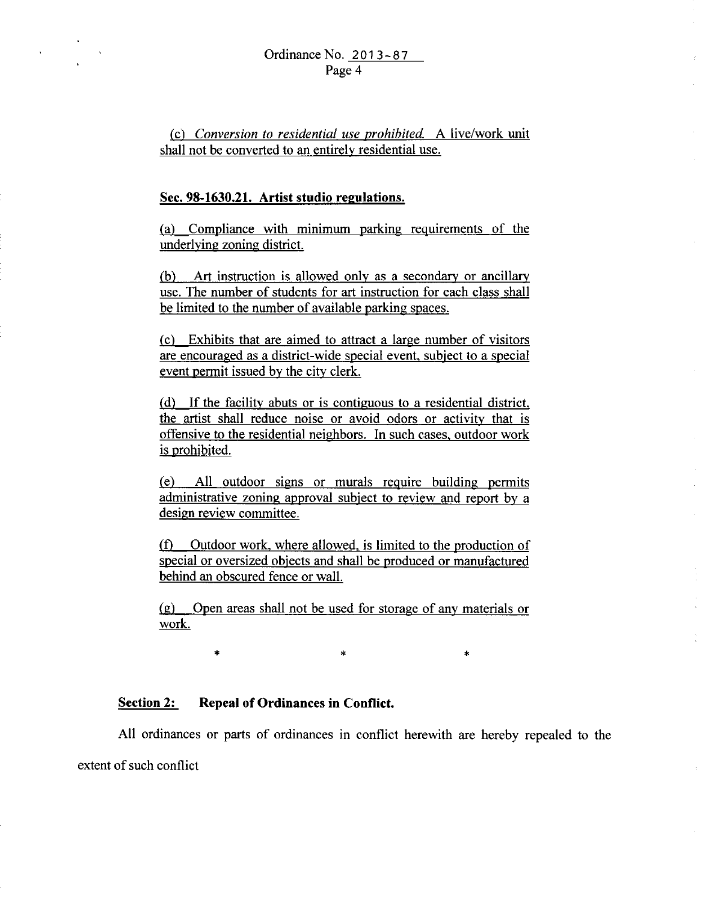(c) *Conversion to residential use prohibited.* A live/work unit shall not be converted to an entirely residential use.

**Sec. 98-1630.21. Artist studio regulations.**

(a) Compliance with minimum parking requirements of the underlying zoning district.

(b) Art instruction is allowed only as a secondary or ancillary use. The number of students for art instruction for each class shall be limited to the number of available parking spaces.

(c) Exhibits that are aimed to attract a large number of visitors are encouraged as a district-wide special event, subject to a special event permit issued by the city clerk.

(d) If the facility abuts or is contiguous to a residential district, the artist shall reduce noise or avoid odors or activity that is offensive to the residential neighbors. In such cases, outdoor work is prohibited.

(e) All outdoor signs or murals require building permits administrative zoning approval subject to review and report by a design review committee.

(f) Outdoor work, where allowed, is limited to the production of special or oversized objects and shall be produced or manufactured behind an obscured fence or wall.

(g) Open areas shall not be used for storage of any materials or work.

\* \* \*

**Section 2: Repeal of Ordinances in Conflict.**

All ordinances or parts of ordinances in conflict herewith are hereby repealed to the extent of such conflict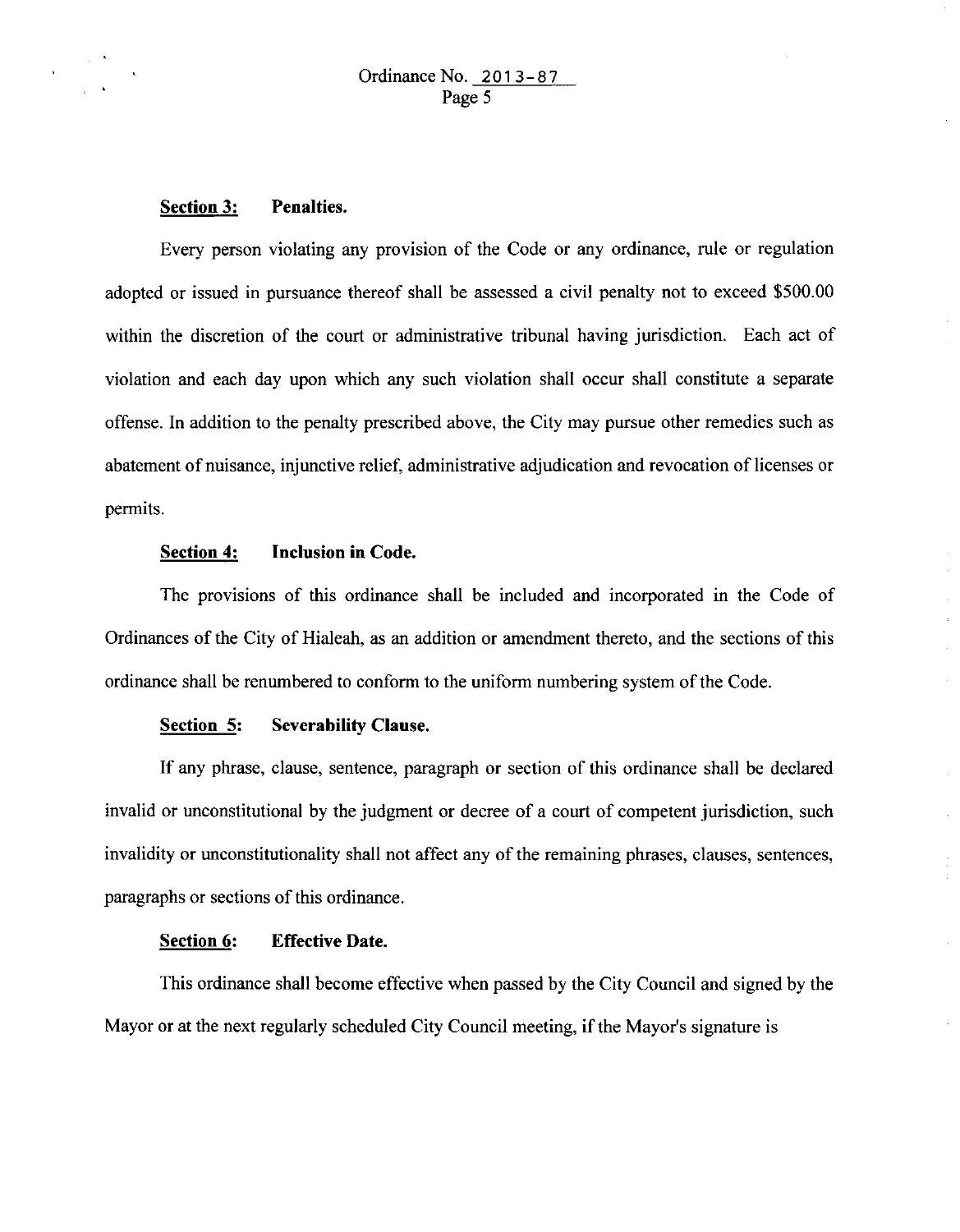**Section 3: Penalties.**

Every person violating any provision of the Code or any ordinance, rule or regulation adopted or issued in pursuance thereof shall be assessed a civil penalty not to exceed $500.00 within the discretion of the court or administrative tribunal having jurisdiction. Each act of violation and each day upon which any such violation shall occur shall constitute a separate offense. In addition to the penalty prescribed above, the City may pursue other remedies such as abatement of nuisance, injunctive relief, administrative adjudication and revocation of licenses or permits.

**Section 4: Inclusion in Code.**

The provisions of this ordinance shall be included and incorporated in the Code of Ordinances of the City of Hialeah, as an addition or amendment thereto, and the sections of this ordinance shall be renumbered to conform to the uniform numbering system of the Code.

**Section 5: Severability Clause.**

If any phrase, clause, sentence, paragraph or section of this ordinance shall be declared invalid or unconstitutional by the judgment or decree of a court of competent jurisdiction, such invalidity or unconstitutionality shall not affect any of the remaining phrases, clauses, sentences, paragraphs or sections of this ordinance.

**Section 6: Effective Date.**

This ordinance shall become effective when passed by the City Council and signed by the Mayor or at the next regularly scheduled City Council meeting, if the Mayor's signature is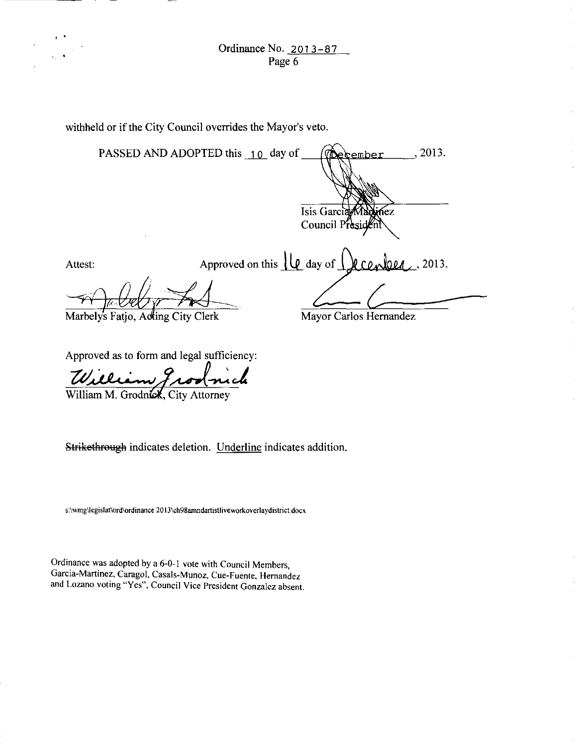withheld or if the City Council overrides the Mayor's veto.

PASSED AND ADOPTED this 10 day of December, 2013.

Isis Garcia-Martinez
Council President

Attest:

Approved on this 16 day of December, 2013.

Marbelys Fatjo, Acting City Clerk

Mayor Carlos Hernandez

Approved as to form and legal sufficiency:

William M. Grodnick, City Attorney

~~Strikethrough~~ indicates deletion. <u>Underline</u> indicates addition.

s:\wmg\legislat\ord\ordinance 2013\ch98amndartistliveworkoverlaydistrict.docx

Ordinance was adopted by a 6-0-1 vote with Council Members, Garcia-Martinez, Caragol, Casals-Munoz, Cue-Fuente, Hernandez and Lozano voting "Yes", Council Vice President Gonzalez absent.